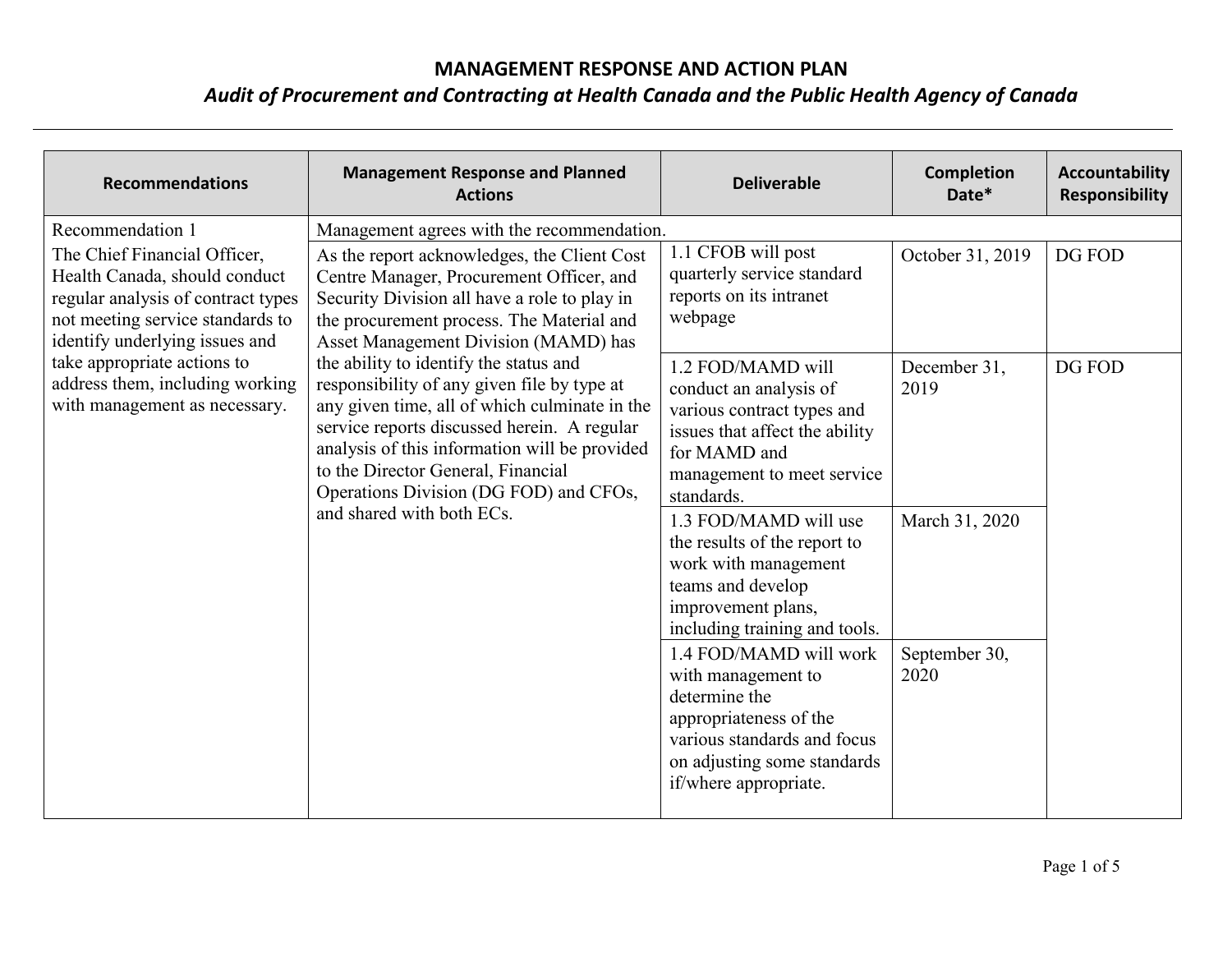# MANAGEMENT RESPONSE AND ACTION PLAN

## *Audit of Procurement and Contracting at Health Canada and the Public Health Agency of Canada*

| Recommendations | Management Response and Planned Actions | Deliverable | Completion Date* | Accountability Responsibility |
|---|---|---|---|---|
| Recommendation 1<br>The Chief Financial Officer, Health Canada, should conduct regular analysis of contract types not meeting service standards to identify underlying issues and take appropriate actions to address them, including working with management as necessary. | Management agrees with the recommendation. | | | |
| | As the report acknowledges, the Client Cost Centre Manager, Procurement Officer, and Security Division all have a role to play in the procurement process. The Material and Asset Management Division (MAMD) has the ability to identify the status and responsibility of any given file by type at any given time, all of which culminate in the service reports discussed herein. A regular analysis of this information will be provided to the Director General, Financial Operations Division (DG FOD) and CFOs, and shared with both ECs. | 1.1 CFOB will post quarterly service standard reports on its intranet webpage | October 31, 2019 | DG FOD |
| | | 1.2 FOD/MAMD will conduct an analysis of various contract types and issues that affect the ability for MAMD and management to meet service standards. | December 31, 2019 | DG FOD |
| | | 1.3 FOD/MAMD will use the results of the report to work with management teams and develop improvement plans, including training and tools. | March 31, 2020 | |
| | | 1.4 FOD/MAMD will work with management to determine the appropriateness of the various standards and focus on adjusting some standards if/where appropriate. | September 30, 2020 | |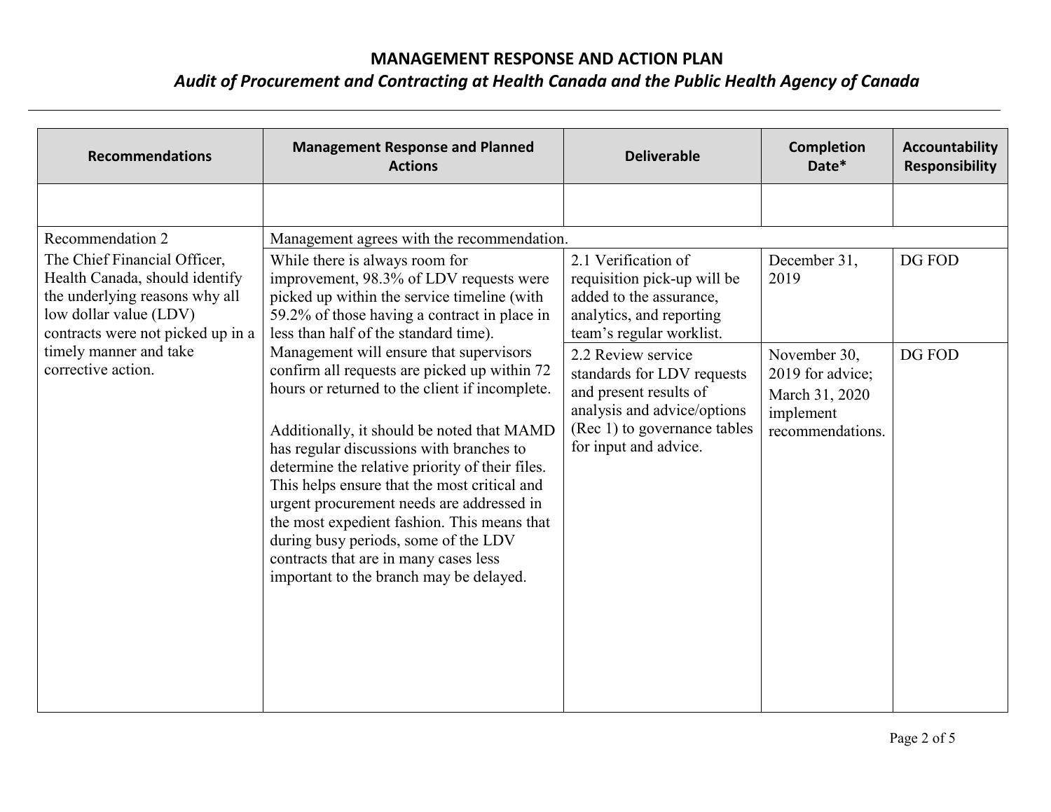## MANAGEMENT RESPONSE AND ACTION PLAN

### *Audit of Procurement and Contracting at Health Canada and the Public Health Agency of Canada*

| Recommendations | Management Response and Planned Actions | Deliverable | Completion Date* | Accountability Responsibility |
|---|---|---|---|---|
| | | | | |
| Recommendation 2<br>The Chief Financial Officer, Health Canada, should identify the underlying reasons why all low dollar value (LDV) contracts were not picked up in a timely manner and take corrective action. | Management agrees with the recommendation.<br>While there is always room for improvement, 98.3% of LDV requests were picked up within the service timeline (with 59.2% of those having a contract in place in less than half of the standard time). Management will ensure that supervisors confirm all requests are picked up within 72 hours or returned to the client if incomplete.<br><br>Additionally, it should be noted that MAMD has regular discussions with branches to determine the relative priority of their files. This helps ensure that the most critical and urgent procurement needs are addressed in the most expedient fashion. This means that during busy periods, some of the LDV contracts that are in many cases less important to the branch may be delayed. | 2.1 Verification of requisition pick-up will be added to the assurance, analytics, and reporting team's regular worklist. | December 31, 2019 | DG FOD |
| | | 2.2 Review service standards for LDV requests and present results of analysis and advice/options (Rec 1) to governance tables for input and advice. | November 30, 2019 for advice;<br>March 31, 2020 implement recommendations. | DG FOD |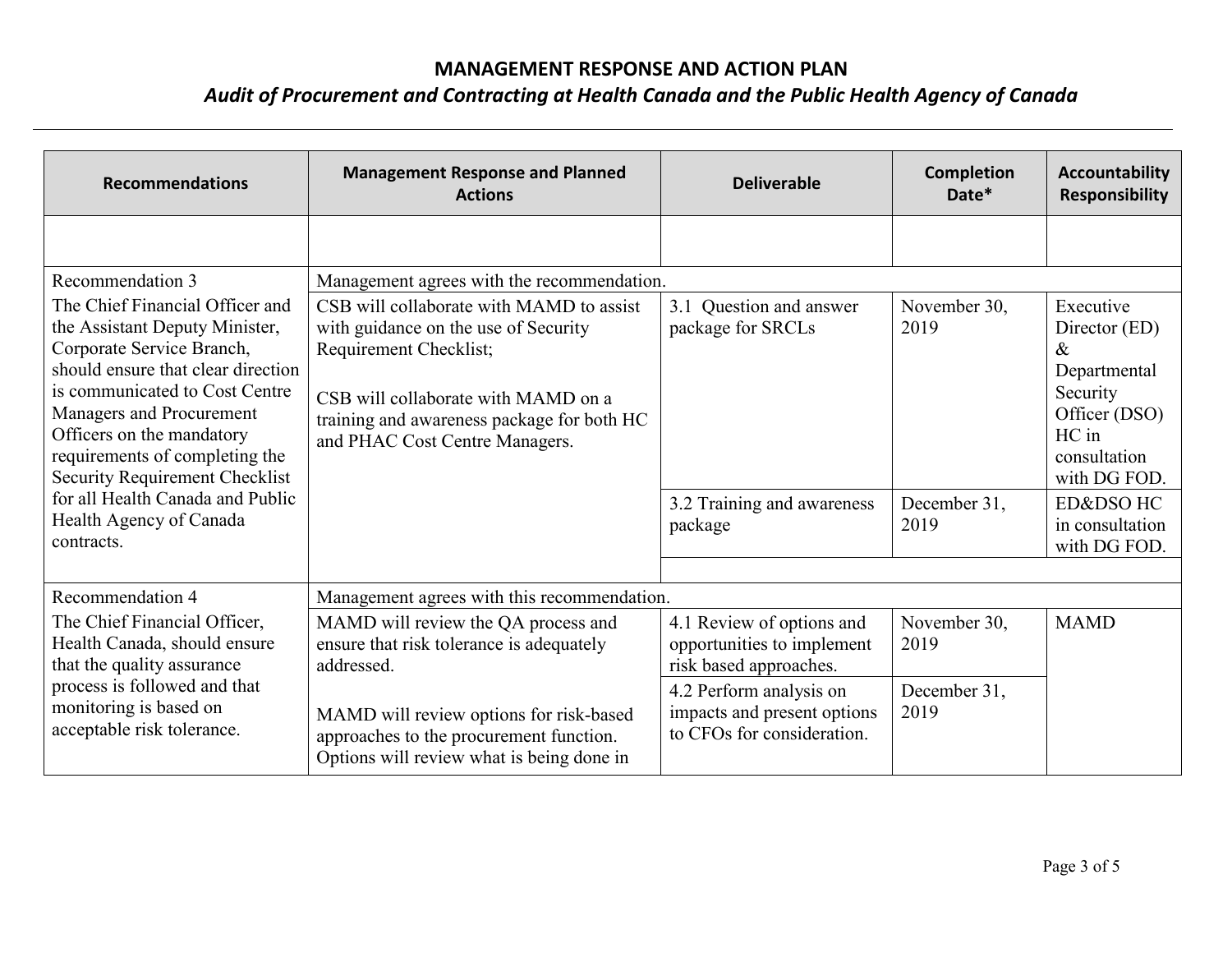## MANAGEMENT RESPONSE AND ACTION PLAN

### *Audit of Procurement and Contracting at Health Canada and the Public Health Agency of Canada*

| Recommendations | Management Response and Planned Actions | Deliverable | Completion Date* | Accountability Responsibility |
|---|---|---|---|---|
| | | | | |
| Recommendation 3 | Management agrees with the recommendation. | | | |
| The Chief Financial Officer and the Assistant Deputy Minister, Corporate Service Branch, should ensure that clear direction is communicated to Cost Centre Managers and Procurement Officers on the mandatory requirements of completing the Security Requirement Checklist for all Health Canada and Public Health Agency of Canada contracts. | CSB will collaborate with MAMD to assist with guidance on the use of Security Requirement Checklist;<br><br>CSB will collaborate with MAMD on a training and awareness package for both HC and PHAC Cost Centre Managers. | 3.1 Question and answer package for SRCLs | November 30, 2019 | Executive Director (ED) & Departmental Security Officer (DSO) HC in consultation with DG FOD. |
| | | 3.2 Training and awareness package | December 31, 2019 | ED&DSO HC in consultation with DG FOD. |
| Recommendation 4 | Management agrees with this recommendation. | | | |
| The Chief Financial Officer, Health Canada, should ensure that the quality assurance process is followed and that monitoring is based on acceptable risk tolerance. | MAMD will review the QA process and ensure that risk tolerance is adequately addressed.<br><br>MAMD will review options for risk-based approaches to the procurement function. Options will review what is being done in | 4.1 Review of options and opportunities to implement risk based approaches. | November 30, 2019 | MAMD |
| | | 4.2 Perform analysis on impacts and present options to CFOs for consideration. | December 31, 2019 | |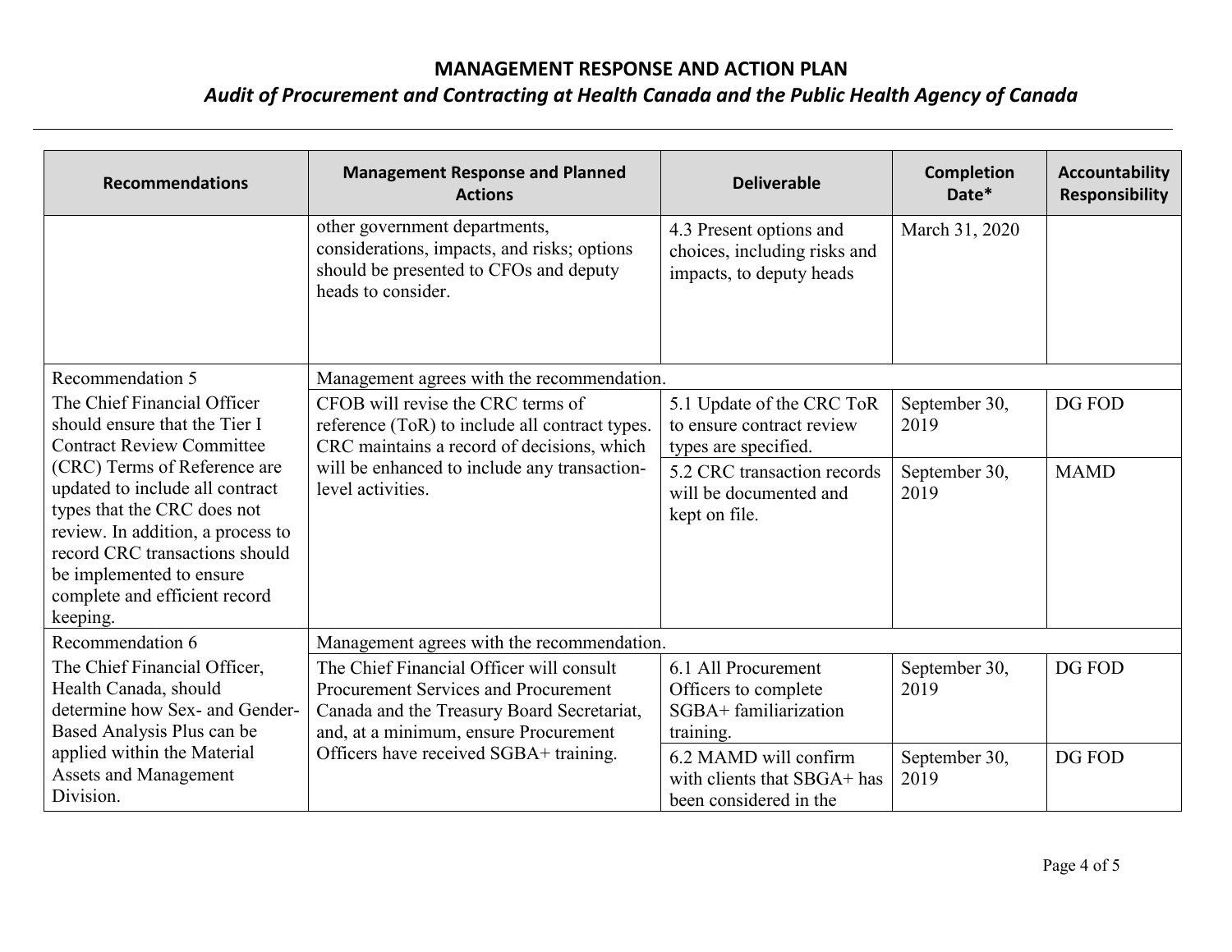# MANAGEMENT RESPONSE AND ACTION PLAN

## *Audit of Procurement and Contracting at Health Canada and the Public Health Agency of Canada*

| Recommendations | Management Response and Planned Actions | Deliverable | Completion Date* | Accountability Responsibility |
|---|---|---|---|---|
| | other government departments, considerations, impacts, and risks; options should be presented to CFOs and deputy heads to consider. | 4.3 Present options and choices, including risks and impacts, to deputy heads | March 31, 2020 | |
| Recommendation 5 | Management agrees with the recommendation. | | | |
| The Chief Financial Officer should ensure that the Tier I Contract Review Committee (CRC) Terms of Reference are updated to include all contract types that the CRC does not review. In addition, a process to record CRC transactions should be implemented to ensure complete and efficient record keeping. | CFOB will revise the CRC terms of reference (ToR) to include all contract types. CRC maintains a record of decisions, which will be enhanced to include any transaction-level activities. | 5.1 Update of the CRC ToR to ensure contract review types are specified. | September 30, 2019 | DG FOD |
| | | 5.2 CRC transaction records will be documented and kept on file. | September 30, 2019 | MAMD |
| Recommendation 6 | Management agrees with the recommendation. | | | |
| The Chief Financial Officer, Health Canada, should determine how Sex- and Gender-Based Analysis Plus can be applied within the Material Assets and Management Division. | The Chief Financial Officer will consult Procurement Services and Procurement Canada and the Treasury Board Secretariat, and, at a minimum, ensure Procurement Officers have received SGBA+ training. | 6.1 All Procurement Officers to complete SGBA+ familiarization training. | September 30, 2019 | DG FOD |
| | | 6.2 MAMD will confirm with clients that SBGA+ has been considered in the | September 30, 2019 | DG FOD |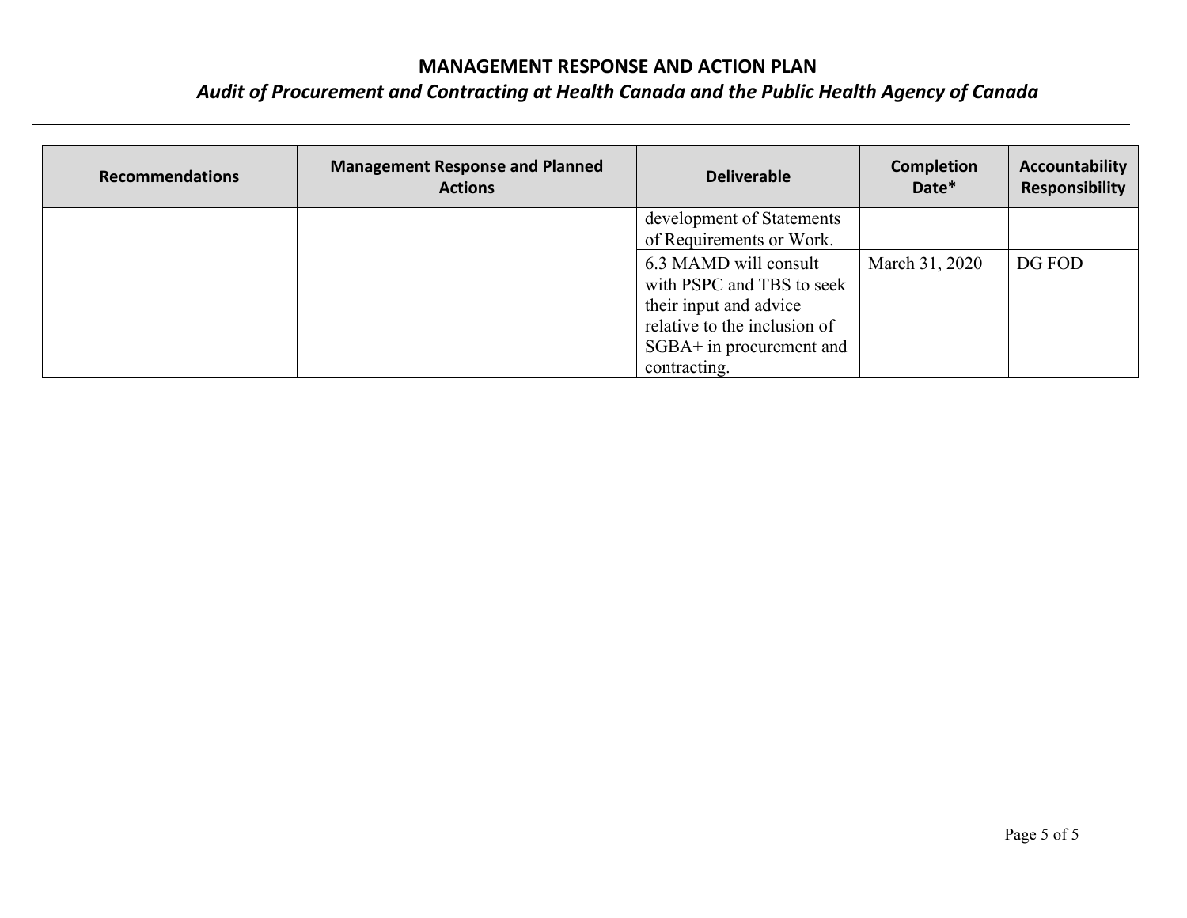# MANAGEMENT RESPONSE AND ACTION PLAN

***Audit of Procurement and Contracting at Health Canada and the Public Health Agency of Canada***

| Recommendations | Management Response and Planned Actions | Deliverable | Completion Date* | Accountability Responsibility |
| --- | --- | --- | --- | --- |
| | | development of Statements of Requirements or Work. | | |
| | | 6.3 MAMD will consult with PSPC and TBS to seek their input and advice relative to the inclusion of SGBA+ in procurement and contracting. | March 31, 2020 | DG FOD |